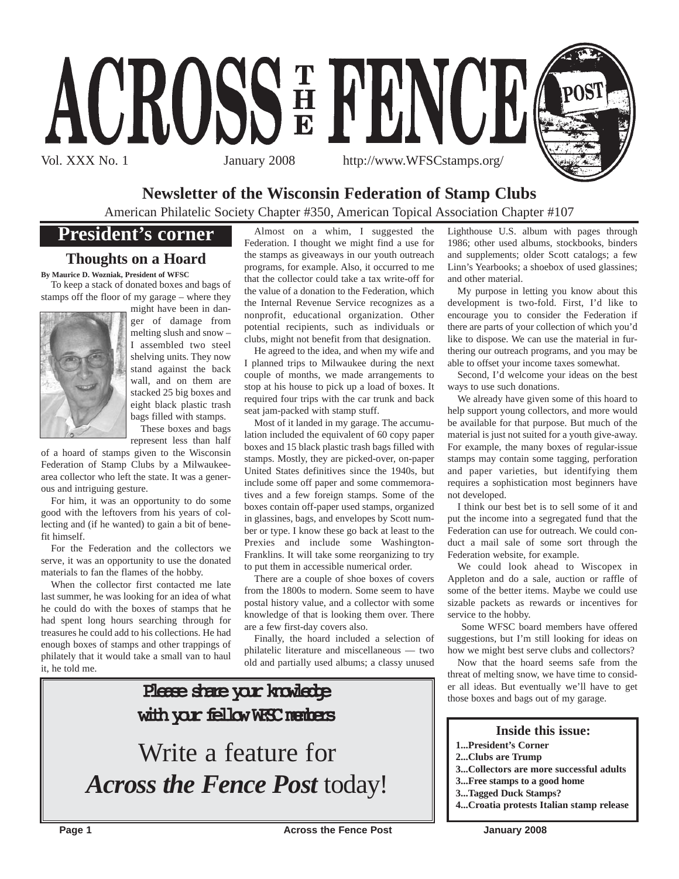# ACROSS THE FENCE POST

Vol. XXX No. 1 January 2008 http://www.WFSCstamps.org/

## Newsletter of the Wisconsin Federation of Stamp Clubs

American Philatelic Society Chapter #350, American Topical Association Chapter #107

## President's corner

### Thoughts on a Hoard

**By Maurice D. Wozniak, President of WFSC**

To keep a stack of donated boxes and bags of stamps off the floor of my garage – where they might have been in danger of damage from melting slush and snow – I assembled two steel shelving units. They now stand against the back wall, and on them are stacked 25 big boxes and eight black plastic trash bags filled with stamps.

These boxes and bags represent less than half of a hoard of stamps given to the Wisconsin Federation of Stamp Clubs by a Milwaukee-area collector who left the state. It was a generous and intriguing gesture.

For him, it was an opportunity to do some good with the leftovers from his years of collecting and (if he wanted) to gain a bit of benefit himself.

For the Federation and the collectors we serve, it was an opportunity to use the donated materials to fan the flames of the hobby.

When the collector first contacted me late last summer, he was looking for an idea of what he could do with the boxes of stamps that he had spent long hours searching through for treasures he could add to his collections. He had enough boxes of stamps and other trappings of philately that it would take a small van to haul it, he told me.

Almost on a whim, I suggested the Federation. I thought we might find a use for the stamps as giveaways in our youth outreach programs, for example. Also, it occurred to me that the collector could take a tax write-off for the value of a donation to the Federation, which the Internal Revenue Service recognizes as a nonprofit, educational organization. Other potential recipients, such as individuals or clubs, might not benefit from that designation.

He agreed to the idea, and when my wife and I planned trips to Milwaukee during the next couple of months, we made arrangements to stop at his house to pick up a load of boxes. It required four trips with the car trunk and back seat jam-packed with stamp stuff.

Most of it landed in my garage. The accumulation included the equivalent of 60 copy paper boxes and 15 black plastic trash bags filled with stamps. Mostly, they are picked-over, on-paper United States definitives since the 1940s, but include some off paper and some commemoratives and a few foreign stamps. Some of the boxes contain off-paper used stamps, organized in glassines, bags, and envelopes by Scott number or type. I know these go back at least to the Prexies and include some Washington-Franklins. It will take some reorganizing to try to put them in accessible numerical order.

There are a couple of shoe boxes of covers from the 1800s to modern. Some seem to have postal history value, and a collector with some knowledge of that is looking them over. There are a few first-day covers also.

Finally, the hoard included a selection of philatelic literature and miscellaneous — two old and partially used albums; a classy unused Lighthouse U.S. album with pages through 1986; other used albums, stockbooks, binders and supplements; older Scott catalogs; a few Linn's Yearbooks; a shoebox of used glassines; and other material.

My purpose in letting you know about this development is two-fold. First, I'd like to encourage you to consider the Federation if there are parts of your collection of which you'd like to dispose. We can use the material in furthering our outreach programs, and you may be able to offset your income taxes somewhat.

Second, I'd welcome your ideas on the best ways to use such donations.

We already have given some of this hoard to help support young collectors, and more would be available for that purpose. But much of the material is just not suited for a youth give-away. For example, the many boxes of regular-issue stamps may contain some tagging, perforation and paper varieties, but identifying them requires a sophistication most beginners have not developed.

I think our best bet is to sell some of it and put the income into a segregated fund that the Federation can use for outreach. We could conduct a mail sale of some sort through the Federation website, for example.

We could look ahead to Wiscopex in Appleton and do a sale, auction or raffle of some of the better items. Maybe we could use sizable packets as rewards or incentives for service to the hobby.

Some WFSC board members have offered suggestions, but I'm still looking for ideas on how we might best serve clubs and collectors?

Now that the hoard seems safe from the threat of melting snow, we have time to consider all ideas. But eventually we'll have to get those boxes and bags out of my garage.

---

**Please share your knowledge with your fellow WFSC members**

Write a feature for ***Across the Fence Post*** today!

---

**Inside this issue:**

- **1...President's Corner**
- **2...Clubs are Trump**
- **3...Collectors are more successful adults**
- **3...Free stamps to a good home**
- **3...Tagged Duck Stamps?**
- **4...Croatia protests Italian stamp release**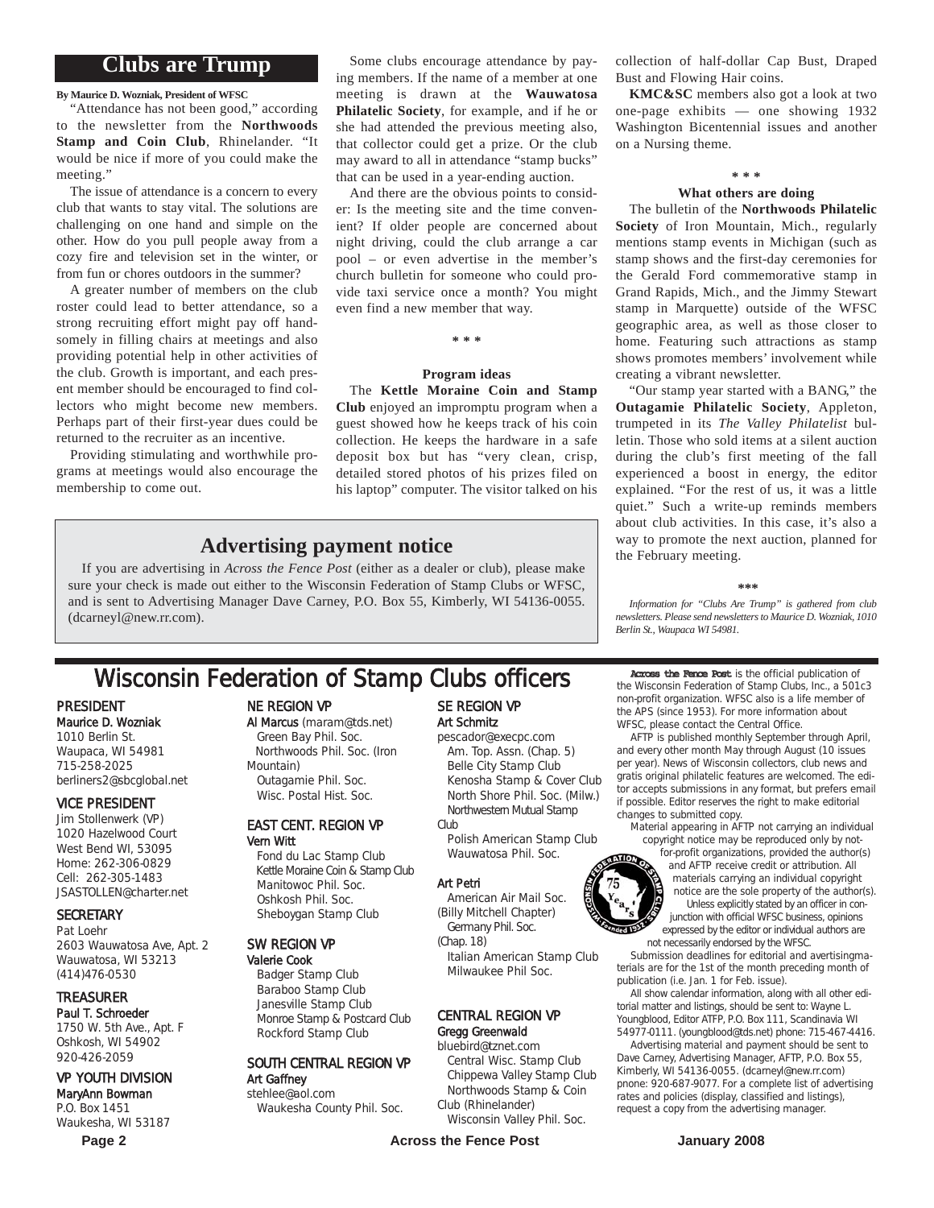## Clubs are Trump

**By Maurice D. Wozniak, President of WFSC**

"Attendance has not been good," according to the newsletter from the **Northwoods Stamp and Coin Club**, Rhinelander. "It would be nice if more of you could make the meeting."

The issue of attendance is a concern to every club that wants to stay vital. The solutions are challenging on one hand and simple on the other. How do you pull people away from a cozy fire and television set in the winter, or from fun or chores outdoors in the summer?

A greater number of members on the club roster could lead to better attendance, so a strong recruiting effort might pay off handsomely in filling chairs at meetings and also providing potential help in other activities of the club. Growth is important, and each present member should be encouraged to find collectors who might become new members. Perhaps part of their first-year dues could be returned to the recruiter as an incentive.

Providing stimulating and worthwhile programs at meetings would also encourage the membership to come out.

Some clubs encourage attendance by paying members. If the name of a member at one meeting is drawn at the **Wauwatosa Philatelic Society**, for example, and if he or she had attended the previous meeting also, that collector could get a prize. Or the club may award to all in attendance "stamp bucks" that can be used in a year-ending auction.

And there are the obvious points to consider: Is the meeting site and the time convenient? If older people are concerned about night driving, could the club arrange a car pool – or even advertise in the member's church bulletin for someone who could provide taxi service once a month? You might even find a new member that way.

\* \* \*

**Program ideas**

The **Kettle Moraine Coin and Stamp Club** enjoyed an impromptu program when a guest showed how he keeps track of his coin collection. He keeps the hardware in a safe deposit box but has "very clean, crisp, detailed stored photos of his prizes filed on his laptop" computer. The visitor talked on his collection of half-dollar Cap Bust, Draped Bust and Flowing Hair coins.

**KMC&SC** members also got a look at two one-page exhibits — one showing 1932 Washington Bicentennial issues and another on a Nursing theme.

\* \* \*

**What others are doing**

The bulletin of the **Northwoods Philatelic Society** of Iron Mountain, Mich., regularly mentions stamp events in Michigan (such as stamp shows and the first-day ceremonies for the Gerald Ford commemorative stamp in Grand Rapids, Mich., and the Jimmy Stewart stamp in Marquette) outside of the WFSC geographic area, as well as those closer to home. Featuring such attractions as stamp shows promotes members' involvement while creating a vibrant newsletter.

"Our stamp year started with a BANG," the **Outagamie Philatelic Society**, Appleton, trumpeted in its *The Valley Philatelist* bulletin. Those who sold items at a silent auction during the club's first meeting of the fall experienced a boost in energy, the editor explained. "For the rest of us, it was a little quiet." Such a write-up reminds members about club activities. In this case, it's also a way to promote the next auction, planned for the February meeting.

\*\*\*

*Information for "Clubs Are Trump" is gathered from club newsletters. Please send newsletters to Maurice D. Wozniak, 1010 Berlin St., Waupaca WI 54981.*

### Advertising payment notice

If you are advertising in *Across the Fence Post* (either as a dealer or club), please make sure your check is made out either to the Wisconsin Federation of Stamp Clubs or WFSC, and is sent to Advertising Manager Dave Carney, P.O. Box 55, Kimberly, WI 54136-0055. (dcarneyl@new.rr.com).

## Wisconsin Federation of Stamp Clubs officers

**PRESIDENT**
Maurice D. Wozniak
1010 Berlin St.
Waupaca, WI 54981
715-258-2025
berliners2@sbcglobal.net

**VICE PRESIDENT**
Jim Stollenwerk (VP)
1020 Hazelwood Court
West Bend WI, 53095
Home: 262-306-0829
Cell: 262-305-1483
JSASTOLLEN@charter.net

**SECRETARY**
Pat Loehr
2603 Wauwatosa Ave, Apt. 2
Wauwatosa, WI 53213
(414)476-0530

**TREASURER**
Paul T. Schroeder
1750 W. 5th Ave., Apt. F
Oshkosh, WI 54902
920-426-2059

**VP YOUTH DIVISION**
MaryAnn Bowman
P.O. Box 1451
Waukesha, WI 53187

**NE REGION VP**
Al Marcus (maram@tds.net)
Green Bay Phil. Soc.
Northwoods Phil. Soc. (Iron Mountain)
Outagamie Phil. Soc.
Wisc. Postal Hist. Soc.

**EAST CENT. REGION VP**
Vern Witt
Fond du Lac Stamp Club
Kettle Moraine Coin & Stamp Club
Manitowoc Phil. Soc.
Oshkosh Phil. Soc.
Sheboygan Stamp Club

**SW REGION VP**
Valerie Cook
Badger Stamp Club
Baraboo Stamp Club
Janesville Stamp Club
Monroe Stamp & Postcard Club
Rockford Stamp Club

**SOUTH CENTRAL REGION VP**
Art Gaffney
stehlee@aol.com
Waukesha County Phil. Soc.

**SE REGION VP**
Art Schmitz
pescador@execpc.com
Am. Top. Assn. (Chap. 5)
Belle City Stamp Club
Kenosha Stamp & Cover Club
North Shore Phil. Soc. (Milw.)
Northwestern Mutual Stamp Club
Polish American Stamp Club
Wauwatosa Phil. Soc.

Art Petri
American Air Mail Soc. (Billy Mitchell Chapter)
Germany Phil. Soc. (Chap. 18)
Italian American Stamp Club
Milwaukee Phil Soc.

**CENTRAL REGION VP**
Gregg Greenwald
bluebird@tznet.com
Central Wisc. Stamp Club
Chippewa Valley Stamp Club
Northwoods Stamp & Coin Club (Rhinelander)
Wisconsin Valley Phil. Soc.

**Across the Fence Post** is the official publication of the Wisconsin Federation of Stamp Clubs, Inc., a 501c3 non-profit organization. WFSC also is a life member of the APS (since 1953). For more information about WFSC, please contact the Central Office.

AFTP is published monthly September through April, and every other month May through August (10 issues per year). News of Wisconsin collectors, club news and gratis original philatelic features are welcomed. The editor accepts submissions in any format, but prefers email if possible. Editor reserves the right to make editorial changes to submitted copy.

Material appearing in AFTP not carrying an individual copyright notice may be reproduced only by not-for-profit organizations, provided the author(s) and AFTP receive credit or attribution. All materials carrying an individual copyright notice are the sole property of the author(s).

Unless explicitly stated by an officer in conjunction with official WFSC business, opinions expressed by the editor or individual authors are not necessarily endorsed by the WFSC.

Submission deadlines for editorial and avertisingmaterials are for the 1st of the month preceding month of publication (i.e. Jan. 1 for Feb. issue).

All show calendar information, along with all other editorial matter and listings, should be sent to: Wayne L. Youngblood, Editor ATFP, P.O. Box 111, Scandinavia WI 54977-0111. (youngblood@tds.net) phone: 715-467-4416.

Advertising material and payment should be sent to Dave Carney, Advertising Manager, AFTP, P.O. Box 55, Kimberly, WI 54136-0055. (dcarneyl@new.rr.com) pnone: 920-687-9077. For a complete list of advertising rates and policies (display, classified and listings), request a copy from the advertising manager.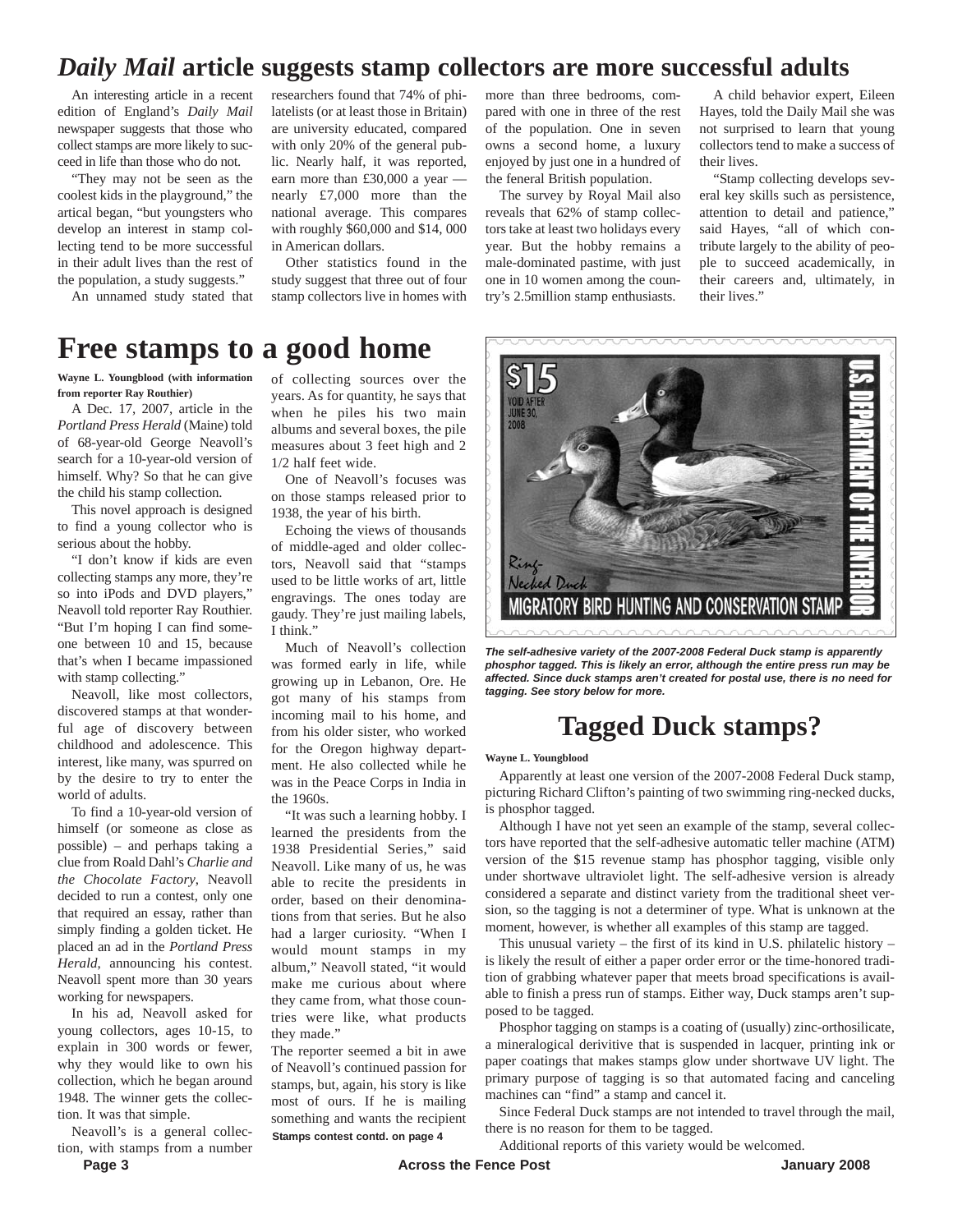# *Daily Mail* article suggests stamp collectors are more successful adults

An interesting article in a recent edition of England's *Daily Mail* newspaper suggests that those who collect stamps are more likely to succeed in life than those who do not.

"They may not be seen as the coolest kids in the playground," the artical began, "but youngsters who develop an interest in stamp collecting tend to be more successful in their adult lives than the rest of the population, a study suggests."

An unnamed study stated that researchers found that 74% of philatelists (or at least those in Britain) are university educated, compared with only 20% of the general public. Nearly half, it was reported, earn more than £30,000 a year — nearly £7,000 more than the national average. This compares with roughly $60,000 and $14, 000 in American dollars.

Other statistics found in the study suggest that three out of four stamp collectors live in homes with more than three bedrooms, compared with one in three of the rest of the population. One in seven owns a second home, a luxury enjoyed by just one in a hundred of the feneral British population.

The survey by Royal Mail also reveals that 62% of stamp collectors take at least two holidays every year. But the hobby remains a male-dominated pastime, with just one in 10 women among the country's 2.5million stamp enthusiasts.

A child behavior expert, Eileen Hayes, told the Daily Mail she was not surprised to learn that young collectors tend to make a success of their lives.

"Stamp collecting develops several key skills such as persistence, attention to detail and patience," said Hayes, "all of which contribute largely to the ability of people to succeed academically, in their careers and, ultimately, in their lives."

# Free stamps to a good home

**Wayne L. Youngblood (with information from reporter Ray Routhier)**

A Dec. 17, 2007, article in the *Portland Press Herald* (Maine) told of 68-year-old George Neavoll's search for a 10-year-old version of himself. Why? So that he can give the child his stamp collection.

This novel approach is designed to find a young collector who is serious about the hobby.

"I don't know if kids are even collecting stamps any more, they're so into iPods and DVD players," Neavoll told reporter Ray Routhier. "But I'm hoping I can find someone between 10 and 15, because that's when I became impassioned with stamp collecting."

Neavoll, like most collectors, discovered stamps at that wonderful age of discovery between childhood and adolescence. This interest, like many, was spurred on by the desire to try to enter the world of adults.

To find a 10-year-old version of himself (or someone as close as possible) – and perhaps taking a clue from Roald Dahl's *Charlie and the Chocolate Factory*, Neavoll decided to run a contest, only one that required an essay, rather than simply finding a golden ticket. He placed an ad in the *Portland Press Herald*, announcing his contest. Neavoll spent more than 30 years working for newspapers.

In his ad, Neavoll asked for young collectors, ages 10-15, to explain in 300 words or fewer, why they would like to own his collection, which he began around 1948. The winner gets the collection. It was that simple.

Neavoll's is a general collection, with stamps from a number of collecting sources over the years. As for quantity, he says that when he piles his two main albums and several boxes, the pile measures about 3 feet high and 2 1/2 half feet wide.

One of Neavoll's focuses was on those stamps released prior to 1938, the year of his birth.

Echoing the views of thousands of middle-aged and older collectors, Neavoll said that "stamps used to be little works of art, little engravings. The ones today are gaudy. They're just mailing labels, I think."

Much of Neavoll's collection was formed early in life, while growing up in Lebanon, Ore. He got many of his stamps from incoming mail to his home, and from his older sister, who worked for the Oregon highway department. He also collected while he was in the Peace Corps in India in the 1960s.

"It was such a learning hobby. I learned the presidents from the 1938 Presidential Series," said Neavoll. Like many of us, he was able to recite the presidents in order, based on their denominations from that series. But he also had a larger curiosity. "When I would mount stamps in my album," Neavoll stated, "it would make me curious about where they came from, what those countries were like, what products they made."

The reporter seemed a bit in awe of Neavoll's continued passion for stamps, but, again, his story is like most of ours. If he is mailing something and wants the recipient

**Stamps contest contd. on page 4**

*The self-adhesive variety of the 2007-2008 Federal Duck stamp is apparently phosphor tagged. This is likely an error, although the entire press run may be affected. Since duck stamps aren't created for postal use, there is no need for tagging. See story below for more.*

# Tagged Duck stamps?

**Wayne L. Youngblood**

Apparently at least one version of the 2007-2008 Federal Duck stamp, picturing Richard Clifton's painting of two swimming ring-necked ducks, is phosphor tagged.

Although I have not yet seen an example of the stamp, several collectors have reported that the self-adhesive automatic teller machine (ATM) version of the $15 revenue stamp has phosphor tagging, visible only under shortwave ultraviolet light. The self-adhesive version is already considered a separate and distinct variety from the traditional sheet version, so the tagging is not a determiner of type. What is unknown at the moment, however, is whether all examples of this stamp are tagged.

This unusual variety – the first of its kind in U.S. philatelic history – is likely the result of either a paper order error or the time-honored tradition of grabbing whatever paper that meets broad specifications is available to finish a press run of stamps. Either way, Duck stamps aren't supposed to be tagged.

Phosphor tagging on stamps is a coating of (usually) zinc-orthosilicate, a mineralogical derivitive that is suspended in lacquer, printing ink or paper coatings that makes stamps glow under shortwave UV light. The primary purpose of tagging is so that automated facing and canceling machines can "find" a stamp and cancel it.

Since Federal Duck stamps are not intended to travel through the mail, there is no reason for them to be tagged.

Additional reports of this variety would be welcomed.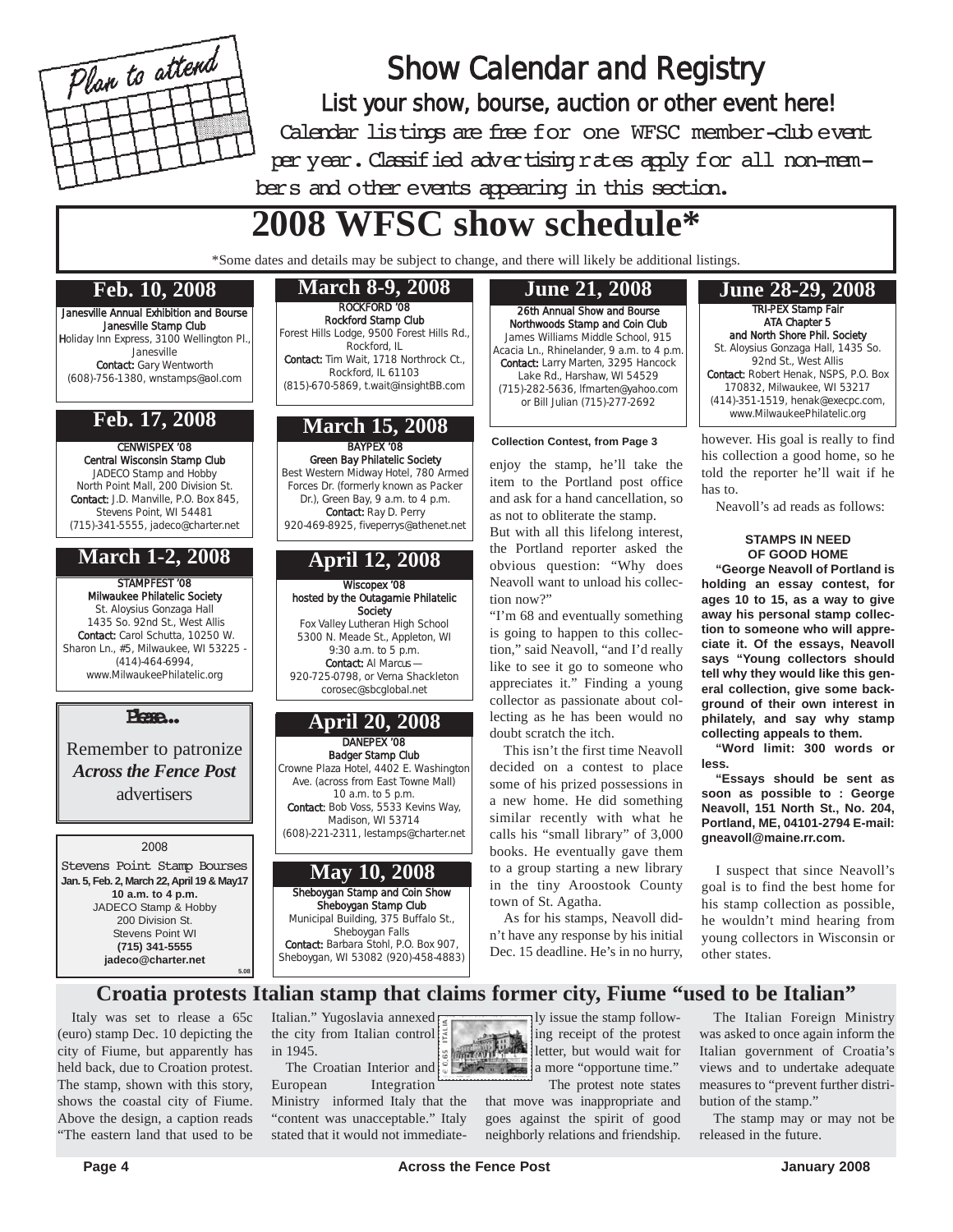Plan to attend

# Show Calendar and Registry

## List your show, bourse, auction or other event here!

Calendar listings are free for one WFSC member-club event per year. Classified advertising rates apply for all non-members and other events appearing in this section.

# 2008 WFSC show schedule*

*Some dates and details may be subject to change, and there will likely be additional listings.

### Feb. 10, 2008

**Janesville Annual Exhibition and Bourse**
**Janesville Stamp Club**
Holiday Inn Express, 3100 Wellington Pl., Janesville
**Contact:** Gary Wentworth
(608)-756-1380, wnstamps@aol.com

### Feb. 17, 2008

**CENWISPEX '08**
**Central Wisconsin Stamp Club**
JADECO Stamp and Hobby
North Point Mall, 200 Division St.
**Contact:** J.D. Manville, P.O. Box 845, Stevens Point, WI 54481
(715)-341-5555, jadeco@charter.net

### March 1-2, 2008

**STAMPFEST '08**
**Milwaukee Philatelic Society**
St. Aloysius Gonzaga Hall
1435 So. 92nd St., West Allis
**Contact:** Carol Schutta, 10250 W. Sharon Ln., #5, Milwaukee, WI 53225 - (414)-464-6994, www.MilwaukeePhilatelic.org

**Please...**

Remember to patronize *Across the Fence Post* advertisers

2008
Stevens Point Stamp Bourses
**Jan. 5, Feb. 2, March 22, April 19 & May17**
**10 a.m. to 4 p.m.**
JADECO Stamp & Hobby
200 Division St.
Stevens Point WI
**(715) 341-5555**
**jadeco@charter.net**

5.08

### March 8-9, 2008

**ROCKFORD '08**
**Rockford Stamp Club**
Forest Hills Lodge, 9500 Forest Hills Rd., Rockford, IL
**Contact:** Tim Wait, 1718 Northrock Ct., Rockford, IL 61103
(815)-670-5869, t.wait@insightBB.com

### March 15, 2008

**BAYPEX '08**
**Green Bay Philatelic Society**
Best Western Midway Hotel, 780 Armed Forces Dr. (formerly known as Packer Dr.), Green Bay, 9 a.m. to 4 p.m.
**Contact:** Ray D. Perry
920-469-8925, fiveperrys@athenet.net

### April 12, 2008

**Wiscopex '08**
**hosted by the Outagamie Philatelic Society**
Fox Valley Lutheran High School
5300 N. Meade St., Appleton, WI
9:30 a.m. to 5 p.m.
**Contact:** Al Marcus —
920-725-0798, or Verna Shackleton
corosec@sbcglobal.net

### April 20, 2008

**DANEPEX '08**
**Badger Stamp Club**
Crowne Plaza Hotel, 4402 E. Washington Ave. (across from East Towne Mall)
10 a.m. to 5 p.m.
**Contact:** Bob Voss, 5533 Kevins Way, Madison, WI 53714
(608)-221-2311, lestamps@charter.net

### May 10, 2008

**Sheboygan Stamp and Coin Show**
**Sheboygan Stamp Club**
Municipal Building, 375 Buffalo St., Sheboygan Falls
**Contact:** Barbara Stohl, P.O. Box 907, Sheboygan, WI 53082 (920)-458-4883)

### June 21, 2008

**26th Annual Show and Bourse**
**Northwoods Stamp and Coin Club**
James Williams Middle School, 915 Acacia Ln., Rhinelander, 9 a.m. to 4 p.m.
**Contact:** Larry Marten, 3295 Hancock Lake Rd., Harshaw, WI 54529
(715)-282-5636, lfmarten@yahoo.com
or Bill Julian (715)-277-2692

### June 28-29, 2008

**TRI-PEX Stamp Fair**
**ATA Chapter 5**
**and North Shore Phil. Society**
St. Aloysius Gonzaga Hall, 1435 So. 92nd St., West Allis
**Contact:** Robert Henak, NSPS, P.O. Box 170832, Milwaukee, WI 53217
(414)-351-1519, henak@execpc.com, www.MilwaukeePhilatelic.org

**Collection Contest, from Page 3**

enjoy the stamp, he'll take the item to the Portland post office and ask for a hand cancellation, so as not to obliterate the stamp.

But with all this lifelong interest, the Portland reporter asked the obvious question: "Why does Neavoll want to unload his collection now?"

"I'm 68 and eventually something is going to happen to this collection," said Neavoll, "and I'd really like to see it go to someone who appreciates it." Finding a young collector as passionate about collecting as he has been would no doubt scratch the itch.

This isn't the first time Neavoll decided on a contest to place some of his prized possessions in a new home. He did something similar recently with what he calls his "small library" of 3,000 books. He eventually gave them to a group starting a new library in the tiny Aroostook County town of St. Agatha.

As for his stamps, Neavoll didn't have any response by his initial Dec. 15 deadline. He's in no hurry, however. His goal is really to find his collection a good home, so he told the reporter he'll wait if he has to.

Neavoll's ad reads as follows:

**STAMPS IN NEED OF GOOD HOME**

**"George Neavoll of Portland is holding an essay contest, for ages 10 to 15, as a way to give away his personal stamp collection to someone who will appreciate it. Of the essays, Neavoll says "Young collectors should tell why they would like this general collection, give some background of their own interest in philately, and say why stamp collecting appeals to them.**

**"Word limit: 300 words or less.**

**"Essays should be sent as soon as possible to : George Neavoll, 151 North St., No. 204, Portland, ME, 04101-2794 E-mail: gneavoll@maine.rr.com.**

I suspect that since Neavoll's goal is to find the best home for his stamp collection as possible, he wouldn't mind hearing from young collectors in Wisconsin or other states.

## Croatia protests Italian stamp that claims former city, Fiume "used to be Italian"

Italy was set to rlease a 65c (euro) stamp Dec. 10 depicting the city of Fiume, but apparently has held back, due to Croation protest. The stamp, shown with this story, shows the coastal city of Fiume. Above the design, a caption reads "The eastern land that used to be Italian." Yugoslavia annexed the city from Italian control in 1945.

The Croatian Interior and European Integration Ministry informed Italy that the "content was unacceptable." Italy stated that it would not immediately issue the stamp following receipt of the protest letter, but would wait for a more "opportune time."

The protest note states that move was inappropriate and goes against the spirit of good neighborly relations and friendship.

The Italian Foreign Ministry was asked to once again inform the Italian government of Croatia's views and to undertake adequate measures to "prevent further distribution of the stamp."

The stamp may or may not be released in the future.